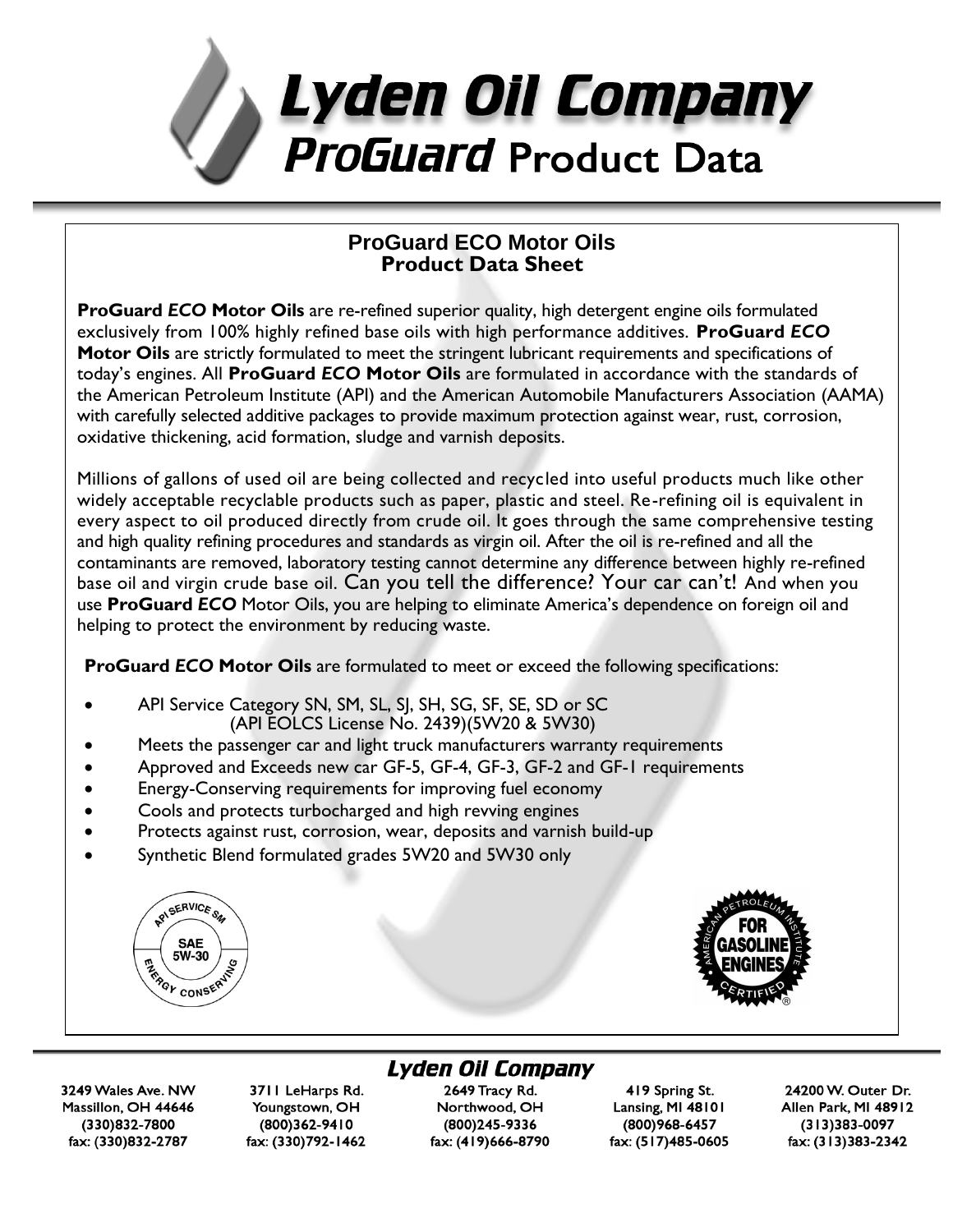# Lyden Oil Company
## ProGuard Product Data

### ProGuard ECO Motor Oils
### Product Data Sheet

**ProGuard *ECO* Motor Oils** are re-refined superior quality, high detergent engine oils formulated exclusively from 100% highly refined base oils with high performance additives. **ProGuard *ECO* Motor Oils** are strictly formulated to meet the stringent lubricant requirements and specifications of today's engines. All **ProGuard *ECO* Motor Oils** are formulated in accordance with the standards of the American Petroleum Institute (API) and the American Automobile Manufacturers Association (AAMA) with carefully selected additive packages to provide maximum protection against wear, rust, corrosion, oxidative thickening, acid formation, sludge and varnish deposits.

Millions of gallons of used oil are being collected and recycled into useful products much like other widely acceptable recyclable products such as paper, plastic and steel. Re-refining oil is equivalent in every aspect to oil produced directly from crude oil. It goes through the same comprehensive testing and high quality refining procedures and standards as virgin oil. After the oil is re-refined and all the contaminants are removed, laboratory testing cannot determine any difference between highly re-refined base oil and virgin crude base oil. Can you tell the difference? Your car can't! And when you use **ProGuard *ECO*** Motor Oils, you are helping to eliminate America's dependence on foreign oil and helping to protect the environment by reducing waste.

**ProGuard *ECO* Motor Oils** are formulated to meet or exceed the following specifications:

- API Service Category SN, SM, SL, SJ, SH, SG, SF, SE, SD or SC (API EOLCS License No. 2439)(5W20 & 5W30)
- Meets the passenger car and light truck manufacturers warranty requirements
- Approved and Exceeds new car GF-5, GF-4, GF-3, GF-2 and GF-1 requirements
- Energy-Conserving requirements for improving fuel economy
- Cools and protects turbocharged and high revving engines
- Protects against rust, corrosion, wear, deposits and varnish build-up
- Synthetic Blend formulated grades 5W20 and 5W30 only

API SERVICE SM — SAE 5W-30 — ENERGY CONSERVING

AMERICAN PETROLEUM INSTITUTE — FOR GASOLINE ENGINES — CERTIFIED®

**Lyden Oil Company**

| 3249 Wales Ave. NW | 3711 LeHarps Rd. | 2649 Tracy Rd. | 419 Spring St. | 24200 W. Outer Dr. |
|---|---|---|---|---|
| Massillon, OH 44646 | Youngstown, OH | Northwood, OH | Lansing, MI 48101 | Allen Park, MI 48912 |
| (330)832-7800 | (800)362-9410 | (800)245-9336 | (800)968-6457 | (313)383-0097 |
| fax: (330)832-2787 | fax: (330)792-1462 | fax: (419)666-8790 | fax: (517)485-0605 | fax: (313)383-2342 |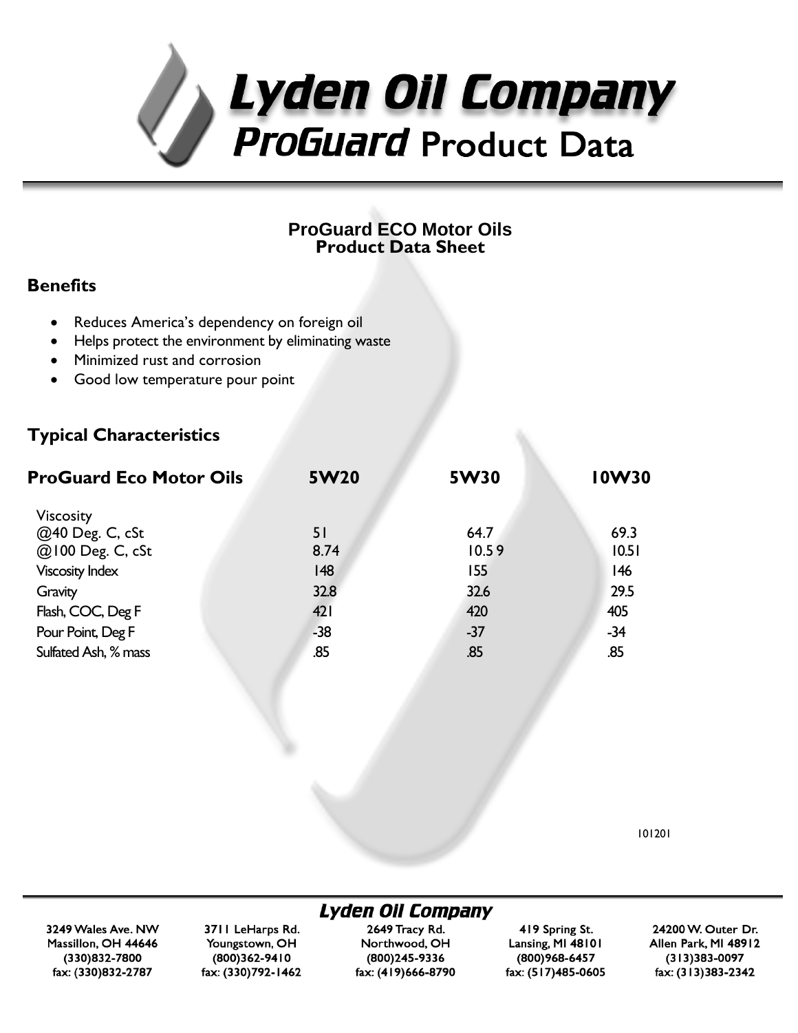# Lyden Oil Company
## ProGuard Product Data

**ProGuard ECO Motor Oils**
**Product Data Sheet**

### Benefits

- Reduces America's dependency on foreign oil
- Helps protect the environment by eliminating waste
- Minimized rust and corrosion
- Good low temperature pour point

### Typical Characteristics

| ProGuard Eco Motor Oils | 5W20 | 5W30 | 10W30 |
|---|---|---|---|
| Viscosity | | | |
| @40 Deg. C, cSt | 51 | 64.7 | 69.3 |
| @100 Deg. C, cSt | 8.74 | 10.59 | 10.51 |
| Viscosity Index | 148 | 155 | 146 |
| Gravity | 32.8 | 32.6 | 29.5 |
| Flash, COC, Deg F | 421 | 420 | 405 |
| Pour Point, Deg F | -38 | -37 | -34 |
| Sulfated Ash, % mass | .85 | .85 | .85 |

101201

**Lyden Oil Company**

3249 Wales Ave. NW
Massillon, OH 44646
(330)832-7800
fax: (330)832-2787

3711 LeHarps Rd.
Youngstown, OH
(800)362-9410
fax: (330)792-1462

2649 Tracy Rd.
Northwood, OH
(800)245-9336
fax: (419)666-8790

419 Spring St.
Lansing, MI 48101
(800)968-6457
fax: (517)485-0605

24200 W. Outer Dr.
Allen Park, MI 48912
(313)383-0097
fax: (313)383-2342